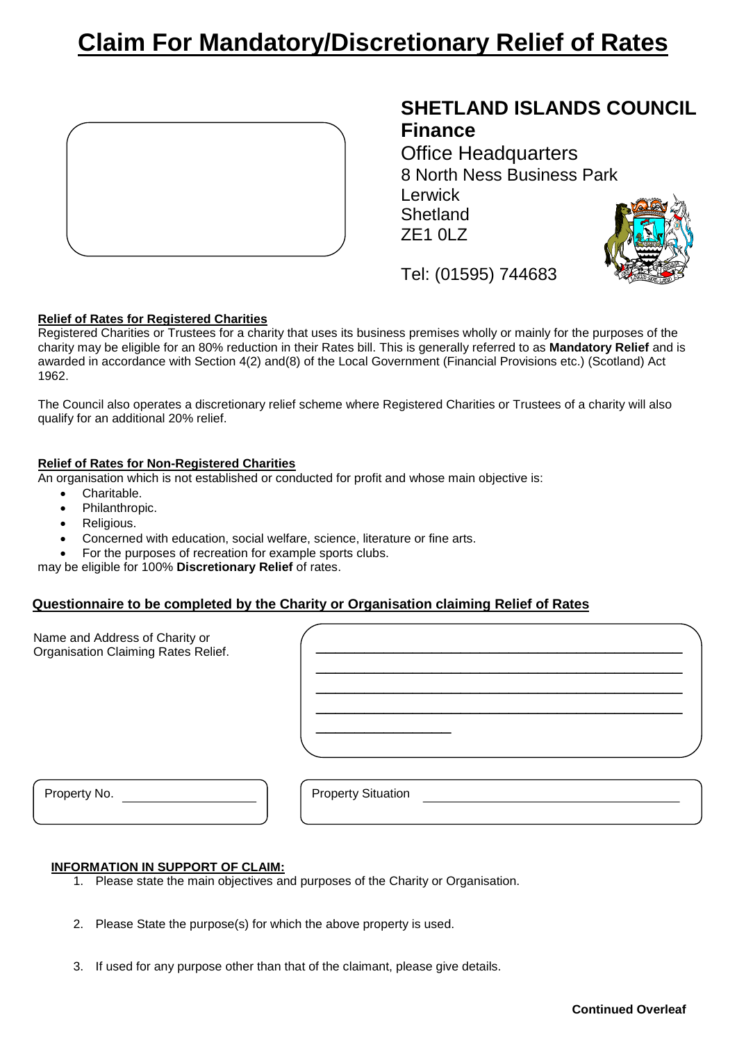# Claim For Mandatory/Discretionary Relief of Rates

## SHETLAND ISLANDS COUNCIL
**Finance**

Office Headquarters
8 North Ness Business Park
Lerwick
Shetland
ZE1 0LZ

Tel: (01595) 744683

**Relief of Rates for Registered Charities**

Registered Charities or Trustees for a charity that uses its business premises wholly or mainly for the purposes of the charity may be eligible for an 80% reduction in their Rates bill. This is generally referred to as **Mandatory Relief** and is awarded in accordance with Section 4(2) and(8) of the Local Government (Financial Provisions etc.) (Scotland) Act 1962.

The Council also operates a discretionary relief scheme where Registered Charities or Trustees of a charity will also qualify for an additional 20% relief.

**Relief of Rates for Non-Registered Charities**

An organisation which is not established or conducted for profit and whose main objective is:

- Charitable.
- Philanthropic.
- Religious.
- Concerned with education, social welfare, science, literature or fine arts.
- For the purposes of recreation for example sports clubs.

may be eligible for 100% **Discretionary Relief** of rates.

**Questionnaire to be completed by the Charity or Organisation claiming Relief of Rates**

Name and Address of Charity or Organisation Claiming Rates Relief. ______________________________________________

______________________________________________

______________________________________________

______________________________________________

________________

Property No. ________________

Property Situation ________________________________

**INFORMATION IN SUPPORT OF CLAIM:**

1. Please state the main objectives and purposes of the Charity or Organisation.

2. Please State the purpose(s) for which the above property is used.

3. If used for any purpose other than that of the claimant, please give details.

**Continued Overleaf**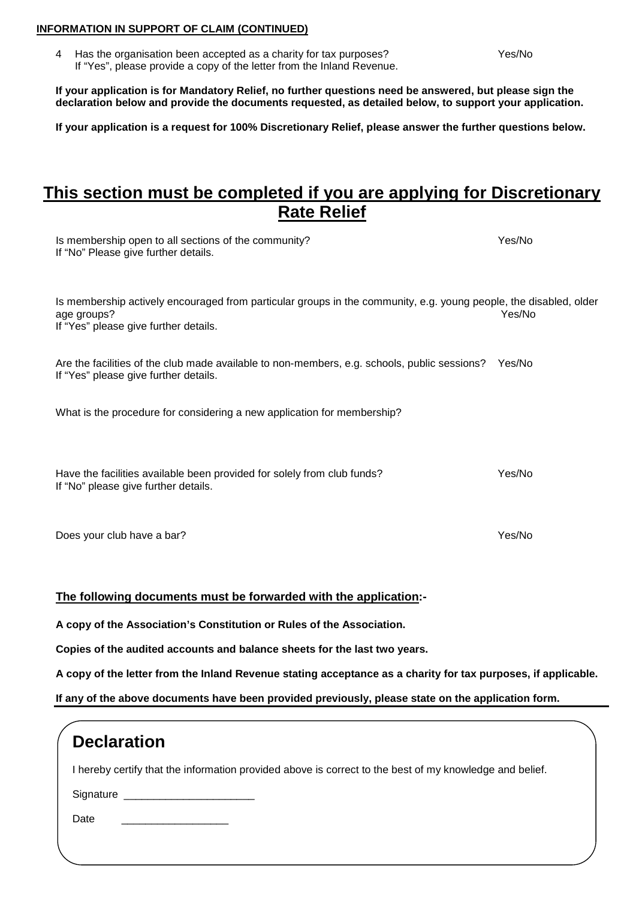**INFORMATION IN SUPPORT OF CLAIM (CONTINUED)**

4. Has the organisation been accepted as a charity for tax purposes? Yes/No
   If "Yes", please provide a copy of the letter from the Inland Revenue.

**If your application is for Mandatory Relief, no further questions need be answered, but please sign the declaration below and provide the documents requested, as detailed below, to support your application.**

**If your application is a request for 100% Discretionary Relief, please answer the further questions below.**

## This section must be completed if you are applying for Discretionary Rate Relief

Is membership open to all sections of the community? Yes/No
If "No" Please give further details.

Is membership actively encouraged from particular groups in the community, e.g. young people, the disabled, older age groups? Yes/No
If "Yes" please give further details.

Are the facilities of the club made available to non-members, e.g. schools, public sessions? Yes/No
If "Yes" please give further details.

What is the procedure for considering a new application for membership?

Have the facilities available been provided for solely from club funds? Yes/No
If "No" please give further details.

Does your club have a bar? Yes/No

**The following documents must be forwarded with the application:-**

**A copy of the Association's Constitution or Rules of the Association.**

**Copies of the audited accounts and balance sheets for the last two years.**

**A copy of the letter from the Inland Revenue stating acceptance as a charity for tax purposes, if applicable.**

**If any of the above documents have been provided previously, please state on the application form.**

## Declaration

I hereby certify that the information provided above is correct to the best of my knowledge and belief.

Signature ______________________

Date __________________